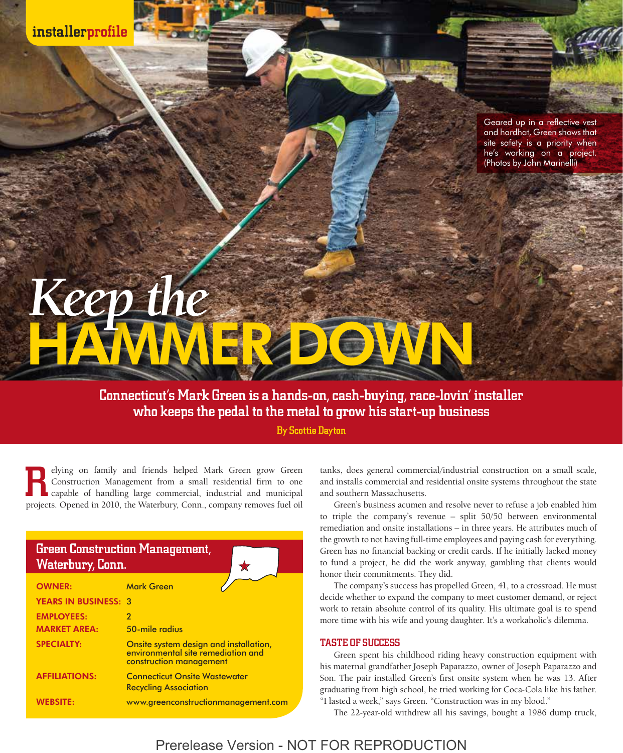installerprofile

Geared up in a reflective vest and hardhat, Green shows that site safety is a priority when he's working on a project. (Photos by John Marinelli)

# *Keep the* HAMMER DOWN

**Connecticut's Mark Green is a hands-on, cash-buying, race-lovin' installer who keeps the pedal to the metal to grow his start-up business**

By Scottie Dayton

Relying on family and friends helped Mark Green grow Green Construction Management from a small residential firm to one capable of handling large commercial, industrial and municipal projects. Opened in 2010, the Waterbury, Conn., company removes fuel oil tanks, does general commercial/industrial construction on a small scale, and installs commercial and residential onsite systems throughout the state and southern Massachusetts.

| Green Construction Management, Waterbury, Conn. | |
|---|---|
| OWNER: | Mark Green |
| YEARS IN BUSINESS: | 3 |
| EMPLOYEES: | 2 |
| MARKET AREA: | 50-mile radius |
| SPECIALTY: | Onsite system design and installation, environmental site remediation and construction management |
| AFFILIATIONS: | Connecticut Onsite Wastewater Recycling Association |
| WEBSITE: | www.greenconstructionmanagement.com |

Green's business acumen and resolve never to refuse a job enabled him to triple the company's revenue – split 50/50 between environmental remediation and onsite installations – in three years. He attributes much of the growth to not having full-time employees and paying cash for everything. Green has no financial backing or credit cards. If he initially lacked money to fund a project, he did the work anyway, gambling that clients would honor their commitments. They did.

The company's success has propelled Green, 41, to a crossroad. He must decide whether to expand the company to meet customer demand, or reject work to retain absolute control of its quality. His ultimate goal is to spend more time with his wife and young daughter. It's a workaholic's dilemma.

## TASTE OF SUCCESS

Green spent his childhood riding heavy construction equipment with his maternal grandfather Joseph Paparazzo, owner of Joseph Paparazzo and Son. The pair installed Green's first onsite system when he was 13. After graduating from high school, he tried working for Coca-Cola like his father. "I lasted a week," says Green. "Construction was in my blood."

The 22-year-old withdrew all his savings, bought a 1986 dump truck,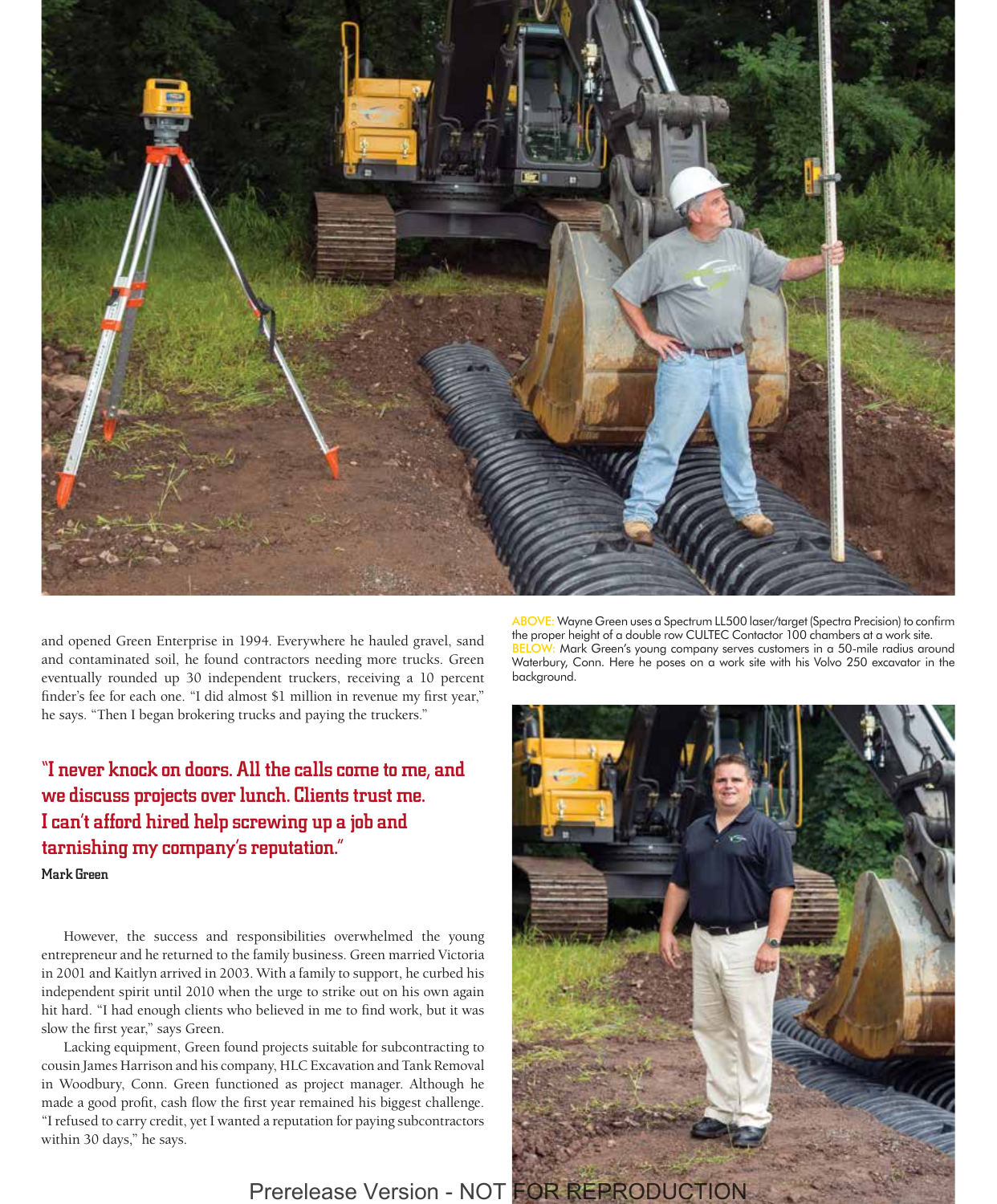and opened Green Enterprise in 1994. Everywhere he hauled gravel, sand and contaminated soil, he found contractors needing more trucks. Green eventually rounded up 30 independent truckers, receiving a 10 percent finder's fee for each one. "I did almost $1 million in revenue my first year," he says. "Then I began brokering trucks and paying the truckers."

**"I never knock on doors. All the calls come to me, and we discuss projects over lunch. Clients trust me. I can't afford hired help screwing up a job and tarnishing my company's reputation."**
**Mark Green**

However, the success and responsibilities overwhelmed the young entrepreneur and he returned to the family business. Green married Victoria in 2001 and Kaitlyn arrived in 2003. With a family to support, he curbed his independent spirit until 2010 when the urge to strike out on his own again hit hard. "I had enough clients who believed in me to find work, but it was slow the first year," says Green.

Lacking equipment, Green found projects suitable for subcontracting to cousin James Harrison and his company, HLC Excavation and Tank Removal in Woodbury, Conn. Green functioned as project manager. Although he made a good profit, cash flow the first year remained his biggest challenge. "I refused to carry credit, yet I wanted a reputation for paying subcontractors within 30 days," he says.

ABOVE: Wayne Green uses a Spectrum LL500 laser/target (Spectra Precision) to confirm the proper height of a double row CULTEC Contactor 100 chambers at a work site.
BELOW: Mark Green's young company serves customers in a 50-mile radius around Waterbury, Conn. Here he poses on a work site with his Volvo 250 excavator in the background.

Prerelease Version - NOT FOR REPRODUCTION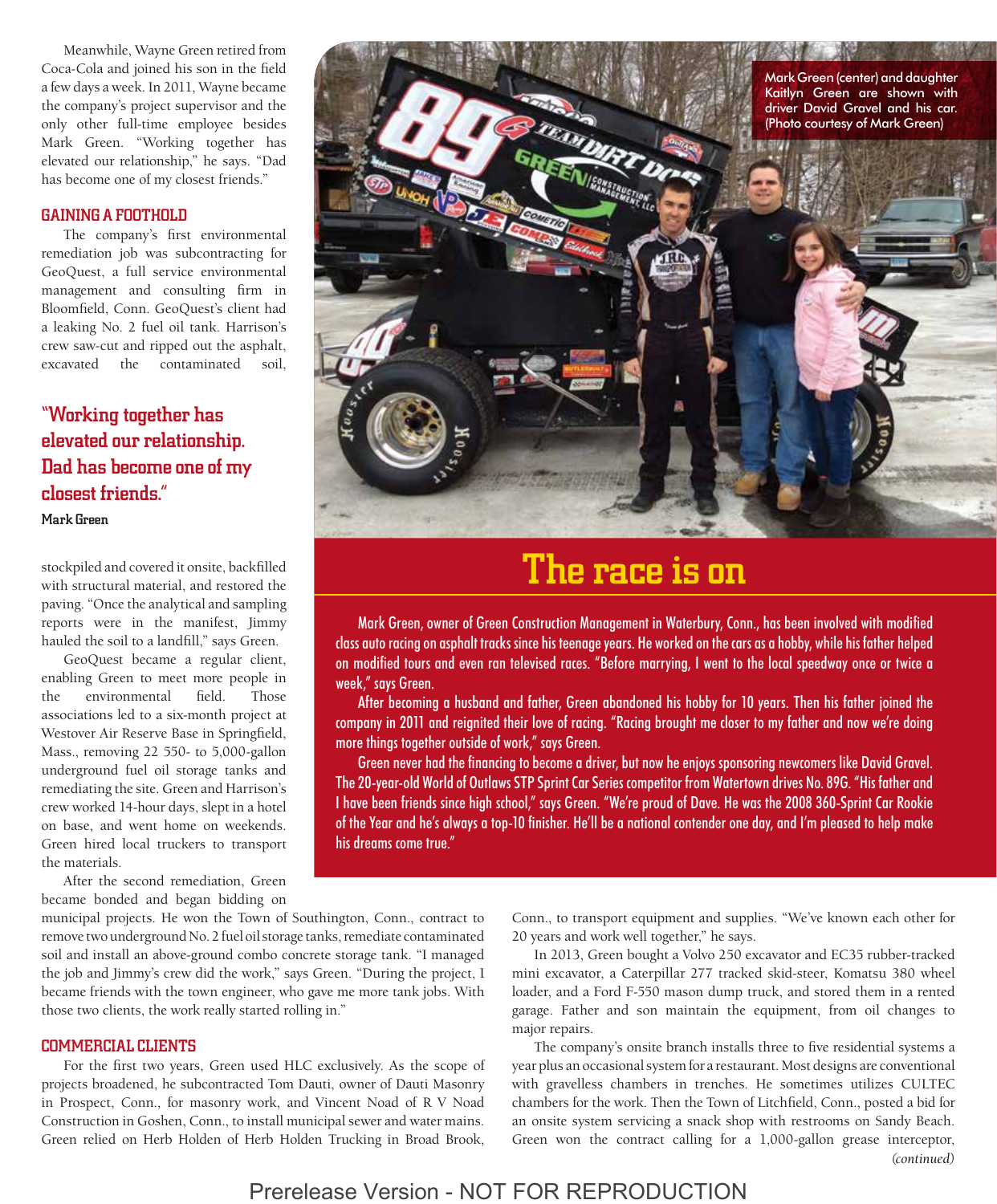Meanwhile, Wayne Green retired from Coca-Cola and joined his son in the field a few days a week. In 2011, Wayne became the company's project supervisor and the only other full-time employee besides Mark Green. "Working together has elevated our relationship," he says. "Dad has become one of my closest friends."

## GAINING A FOOTHOLD

The company's first environmental remediation job was subcontracting for GeoQuest, a full service environmental management and consulting firm in Bloomfield, Conn. GeoQuest's client had a leaking No. 2 fuel oil tank. Harrison's crew saw-cut and ripped out the asphalt, excavated the contaminated soil, stockpiled and covered it onsite, backfilled with structural material, and restored the paving. "Once the analytical and sampling reports were in the manifest, Jimmy hauled the soil to a landfill," says Green.

> **"Working together has elevated our relationship. Dad has become one of my closest friends."**
>
> **Mark Green**

GeoQuest became a regular client, enabling Green to meet more people in the environmental field. Those associations led to a six-month project at Westover Air Reserve Base in Springfield, Mass., removing 22 550- to 5,000-gallon underground fuel oil storage tanks and remediating the site. Green and Harrison's crew worked 14-hour days, slept in a hotel on base, and went home on weekends. Green hired local truckers to transport the materials.

After the second remediation, Green became bonded and began bidding on municipal projects. He won the Town of Southington, Conn., contract to remove two underground No. 2 fuel oil storage tanks, remediate contaminated soil and install an above-ground combo concrete storage tank. "I managed the job and Jimmy's crew did the work," says Green. "During the project, I became friends with the town engineer, who gave me more tank jobs. With those two clients, the work really started rolling in."

## COMMERCIAL CLIENTS

For the first two years, Green used HLC exclusively. As the scope of projects broadened, he subcontracted Tom Dauti, owner of Dauti Masonry in Prospect, Conn., for masonry work, and Vincent Noad of R V Noad Construction in Goshen, Conn., to install municipal sewer and water mains. Green relied on Herb Holden of Herb Holden Trucking in Broad Brook, Conn., to transport equipment and supplies. "We've known each other for 20 years and work well together," he says.

In 2013, Green bought a Volvo 250 excavator and EC35 rubber-tracked mini excavator, a Caterpillar 277 tracked skid-steer, Komatsu 380 wheel loader, and a Ford F-550 mason dump truck, and stored them in a rented garage. Father and son maintain the equipment, from oil changes to major repairs.

The company's onsite branch installs three to five residential systems a year plus an occasional system for a restaurant. Most designs are conventional with gravelless chambers in trenches. He sometimes utilizes CULTEC chambers for the work. Then the Town of Litchfield, Conn., posted a bid for an onsite system servicing a snack shop with restrooms on Sandy Beach. Green won the contract calling for a 1,000-gallon grease interceptor,

*(continued)*

Mark Green (center) and daughter Kaitlyn Green are shown with driver David Gravel and his car. (Photo courtesy of Mark Green)

## The race is on

Mark Green, owner of Green Construction Management in Waterbury, Conn., has been involved with modified class auto racing on asphalt tracks since his teenage years. He worked on the cars as a hobby, while his father helped on modified tours and even ran televised races. "Before marrying, I went to the local speedway once or twice a week," says Green.

After becoming a husband and father, Green abandoned his hobby for 10 years. Then his father joined the company in 2011 and reignited their love of racing. "Racing brought me closer to my father and now we're doing more things together outside of work," says Green.

Green never had the financing to become a driver, but now he enjoys sponsoring newcomers like David Gravel. The 20-year-old World of Outlaws STP Sprint Car Series competitor from Watertown drives No. 89G. "His father and I have been friends since high school," says Green. "We're proud of Dave. He was the 2008 360-Sprint Car Rookie of the Year and he's always a top-10 finisher. He'll be a national contender one day, and I'm pleased to help make his dreams come true."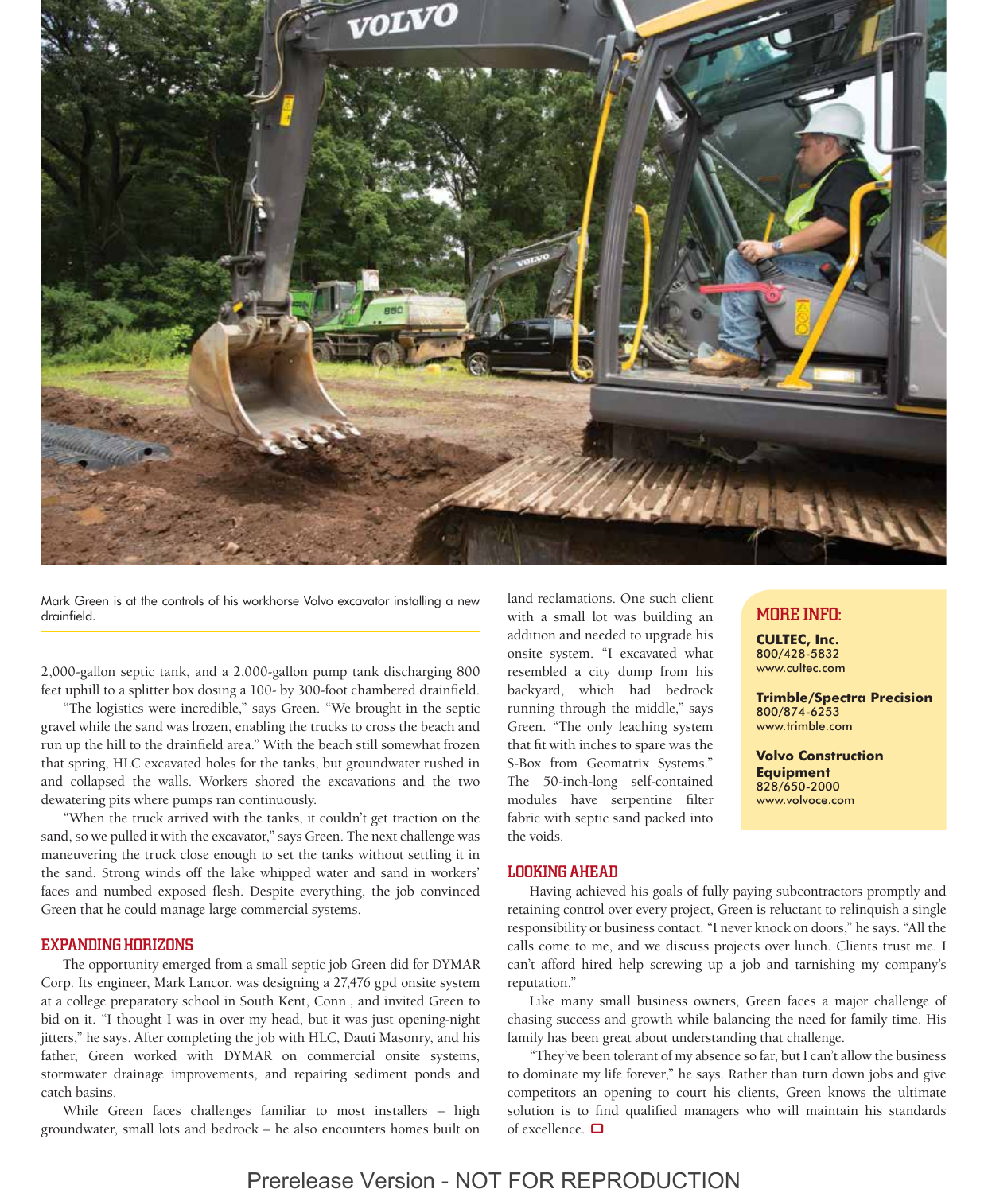Mark Green is at the controls of his workhorse Volvo excavator installing a new drainfield.

2,000-gallon septic tank, and a 2,000-gallon pump tank discharging 800 feet uphill to a splitter box dosing a 100- by 300-foot chambered drainfield.

"The logistics were incredible," says Green. "We brought in the septic gravel while the sand was frozen, enabling the trucks to cross the beach and run up the hill to the drainfield area." With the beach still somewhat frozen that spring, HLC excavated holes for the tanks, but groundwater rushed in and collapsed the walls. Workers shored the excavations and the two dewatering pits where pumps ran continuously.

"When the truck arrived with the tanks, it couldn't get traction on the sand, so we pulled it with the excavator," says Green. The next challenge was maneuvering the truck close enough to set the tanks without settling it in the sand. Strong winds off the lake whipped water and sand in workers' faces and numbed exposed flesh. Despite everything, the job convinced Green that he could manage large commercial systems.

## EXPANDING HORIZONS

The opportunity emerged from a small septic job Green did for DYMAR Corp. Its engineer, Mark Lancor, was designing a 27,476 gpd onsite system at a college preparatory school in South Kent, Conn., and invited Green to bid on it. "I thought I was in over my head, but it was just opening-night jitters," he says. After completing the job with HLC, Dauti Masonry, and his father, Green worked with DYMAR on commercial onsite systems, stormwater drainage improvements, and repairing sediment ponds and catch basins.

While Green faces challenges familiar to most installers – high groundwater, small lots and bedrock – he also encounters homes built on land reclamations. One such client with a small lot was building an addition and needed to upgrade his onsite system. "I excavated what resembled a city dump from his backyard, which had bedrock running through the middle," says Green. "The only leaching system that fit with inches to spare was the S-Box from Geomatrix Systems." The 50-inch-long self-contained modules have serpentine filter fabric with septic sand packed into the voids.

## LOOKING AHEAD

Having achieved his goals of fully paying subcontractors promptly and retaining control over every project, Green is reluctant to relinquish a single responsibility or business contact. "I never knock on doors," he says. "All the calls come to me, and we discuss projects over lunch. Clients trust me. I can't afford hired help screwing up a job and tarnishing my company's reputation."

Like many small business owners, Green faces a major challenge of chasing success and growth while balancing the need for family time. His family has been great about understanding that challenge.

"They've been tolerant of my absence so far, but I can't allow the business to dominate my life forever," he says. Rather than turn down jobs and give competitors an opening to court his clients, Green knows the ultimate solution is to find qualified managers who will maintain his standards of excellence. ◻

## MORE INFO:

**CULTEC, Inc.**
800/428-5832
www.cultec.com

**Trimble/Spectra Precision**
800/874-6253
www.trimble.com

**Volvo Construction Equipment**
828/650-2000
www.volvoce.com

Prerelease Version - NOT FOR REPRODUCTION